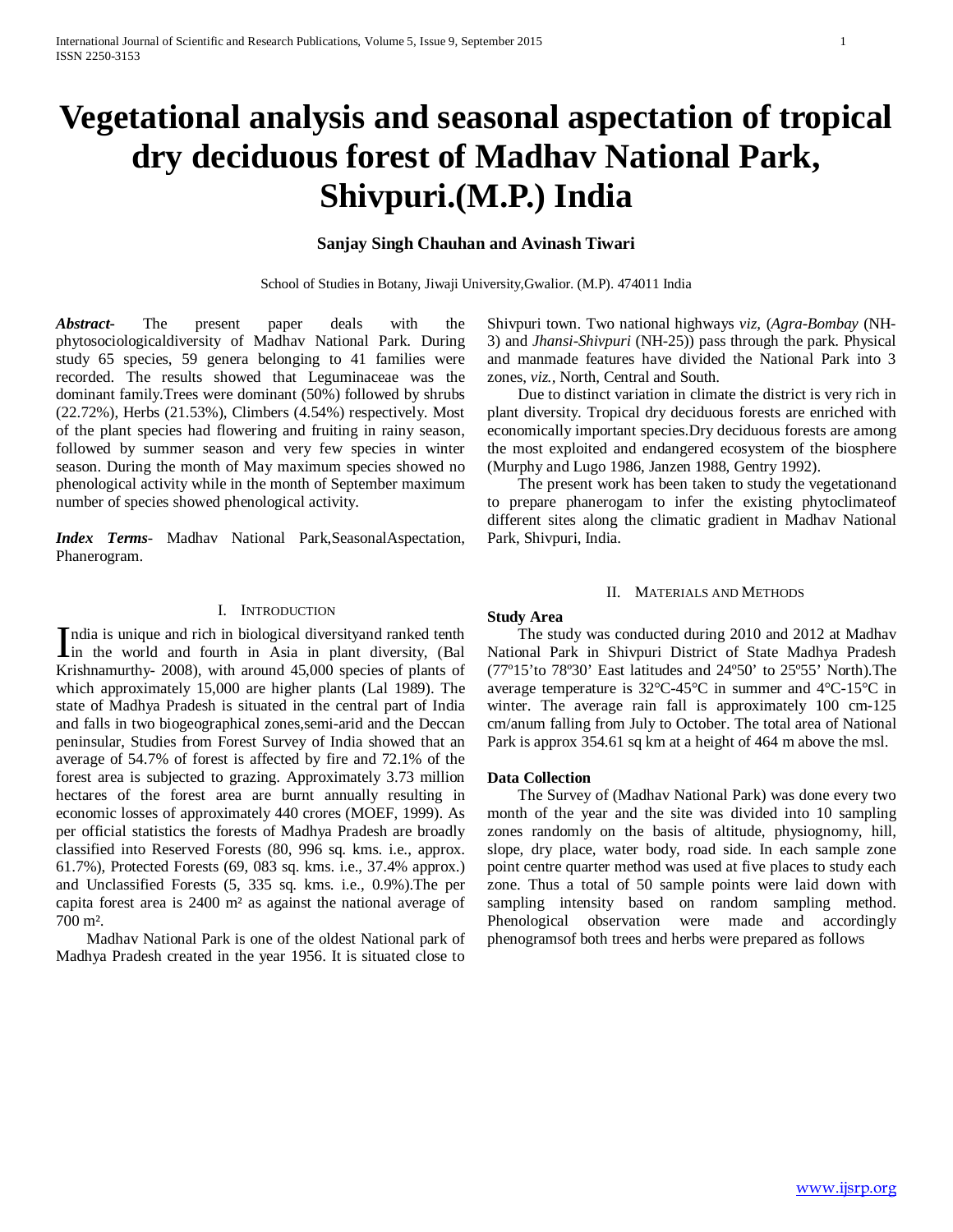# Vegetational analysis and seasonal aspectation of tropical dry deciduous forest of Madhav National Park, Shivpuri.(M.P.) India

**Sanjay Singh Chauhan and Avinash Tiwari**

School of Studies in Botany, Jiwaji University,Gwalior. (M.P). 474011 India

***Abstract-*** The present paper deals with the phytosociologicaldiversity of Madhav National Park. During study 65 species, 59 genera belonging to 41 families were recorded. The results showed that Leguminaceae was the dominant family.Trees were dominant (50%) followed by shrubs (22.72%), Herbs (21.53%), Climbers (4.54%) respectively. Most of the plant species had flowering and fruiting in rainy season, followed by summer season and very few species in winter season. During the month of May maximum species showed no phenological activity while in the month of September maximum number of species showed phenological activity.

***Index Terms-*** Madhav National Park,SeasonalAspectation, Phanerogram.

## I. Introduction

India is unique and rich in biological diversityand ranked tenth in the world and fourth in Asia in plant diversity, (Bal Krishnamurthy- 2008), with around 45,000 species of plants of which approximately 15,000 are higher plants (Lal 1989). The state of Madhya Pradesh is situated in the central part of India and falls in two biogeographical zones,semi-arid and the Deccan peninsular, Studies from Forest Survey of India showed that an average of 54.7% of forest is affected by fire and 72.1% of the forest area is subjected to grazing. Approximately 3.73 million hectares of the forest area are burnt annually resulting in economic losses of approximately 440 crores (MOEF, 1999). As per official statistics the forests of Madhya Pradesh are broadly classified into Reserved Forests (80, 996 sq. kms. i.e., approx. 61.7%), Protected Forests (69, 083 sq. kms. i.e., 37.4% approx.) and Unclassified Forests (5, 335 sq. kms. i.e., 0.9%).The per capita forest area is 2400 m² as against the national average of 700 m².

Madhav National Park is one of the oldest National park of Madhya Pradesh created in the year 1956. It is situated close to Shivpuri town. Two national highways *viz,* (*Agra-Bombay* (NH-3) and *Jhansi-Shivpuri* (NH-25)) pass through the park. Physical and manmade features have divided the National Park into 3 zones, *viz.*, North, Central and South.

Due to distinct variation in climate the district is very rich in plant diversity. Tropical dry deciduous forests are enriched with economically important species.Dry deciduous forests are among the most exploited and endangered ecosystem of the biosphere (Murphy and Lugo 1986, Janzen 1988, Gentry 1992).

The present work has been taken to study the vegetationand to prepare phanerogam to infer the existing phytoclimateof different sites along the climatic gradient in Madhav National Park, Shivpuri, India.

## II. Materials and Methods

### Study Area

The study was conducted during 2010 and 2012 at Madhav National Park in Shivpuri District of State Madhya Pradesh (77º15'to 78º30' East latitudes and 24º50' to 25º55' North).The average temperature is 32°C-45°C in summer and 4°C-15°C in winter. The average rain fall is approximately 100 cm-125 cm/anum falling from July to October. The total area of National Park is approx 354.61 sq km at a height of 464 m above the msl.

### Data Collection

The Survey of (Madhav National Park) was done every two month of the year and the site was divided into 10 sampling zones randomly on the basis of altitude, physiognomy, hill, slope, dry place, water body, road side. In each sample zone point centre quarter method was used at five places to study each zone. Thus a total of 50 sample points were laid down with sampling intensity based on random sampling method. Phenological observation were made and accordingly phenogramsof both trees and herbs were prepared as follows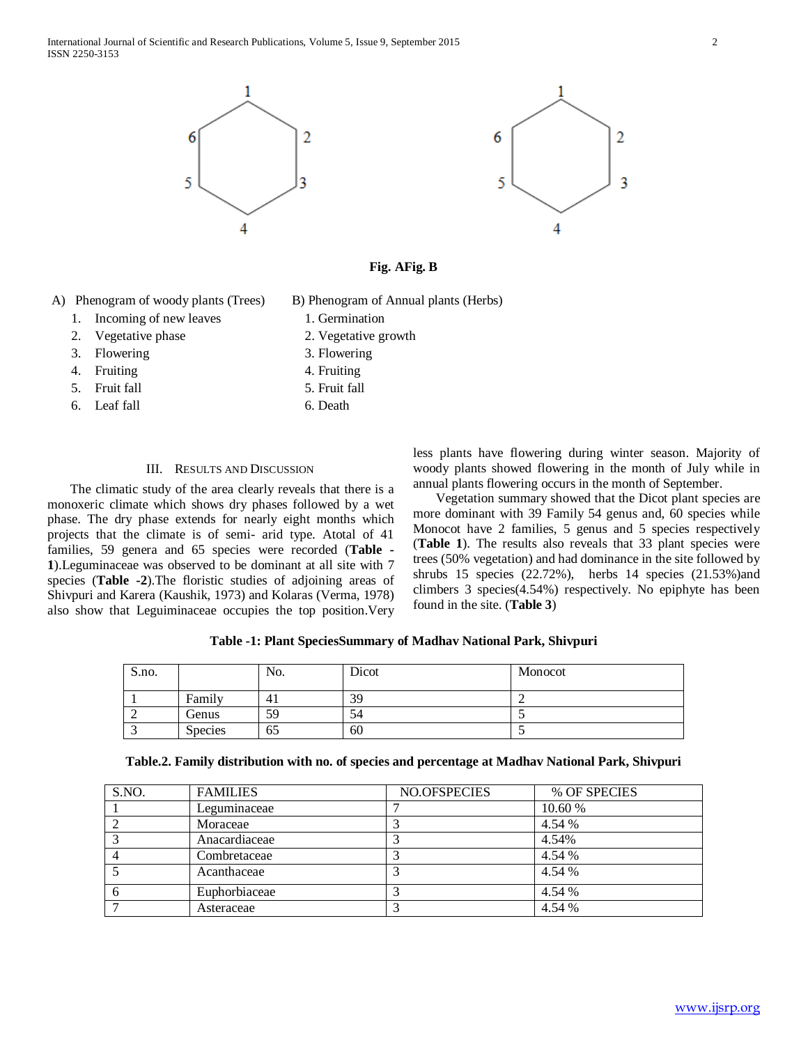**Fig. AFig. B**

A) Phenogram of woody plants (Trees)

1. Incoming of new leaves
2. Vegetative phase
3. Flowering
4. Fruiting
5. Fruit fall
6. Leaf fall

B) Phenogram of Annual plants (Herbs)

1. Germination
2. Vegetative growth
3. Flowering
4. Fruiting
5. Fruit fall
6. Death

## III. Results and Discussion

The climatic study of the area clearly reveals that there is a monoxeric climate which shows dry phases followed by a wet phase. The dry phase extends for nearly eight months which projects that the climate is of semi- arid type. Atotal of 41 families, 59 genera and 65 species were recorded (**Table -1**).Leguminaceae was observed to be dominant at all site with 7 species (**Table -2**).The floristic studies of adjoining areas of Shivpuri and Karera (Kaushik, 1973) and Kolaras (Verma, 1978) also show that Leguiminaceae occupies the top position.Very less plants have flowering during winter season. Majority of woody plants showed flowering in the month of July while in annual plants flowering occurs in the month of September.

Vegetation summary showed that the Dicot plant species are more dominant with 39 Family 54 genus and, 60 species while Monocot have 2 families, 5 genus and 5 species respectively (**Table 1**). The results also reveals that 33 plant species were trees (50% vegetation) and had dominance in the site followed by shrubs 15 species (22.72%), herbs 14 species (21.53%)and climbers 3 species(4.54%) respectively. No epiphyte has been found in the site. (**Table 3**)

**Table -1: Plant SpeciesSummary of Madhav National Park, Shivpuri**

| S.no. | | No. | Dicot | Monocot |
|---|---|---|---|---|
| 1 | Family | 41 | 39 | 2 |
| 2 | Genus | 59 | 54 | 5 |
| 3 | Species | 65 | 60 | 5 |

**Table.2. Family distribution with no. of species and percentage at Madhav National Park, Shivpuri**

| S.NO. | FAMILIES | NO.OFSPECIES | % OF SPECIES |
|---|---|---|---|
| 1 | Leguminaceae | 7 | 10.60 % |
| 2 | Moraceae | 3 | 4.54 % |
| 3 | Anacardiaceae | 3 | 4.54% |
| 4 | Combretaceae | 3 | 4.54 % |
| 5 | Acanthaceae | 3 | 4.54 % |
| 6 | Euphorbiaceae | 3 | 4.54 % |
| 7 | Asteraceae | 3 | 4.54 % |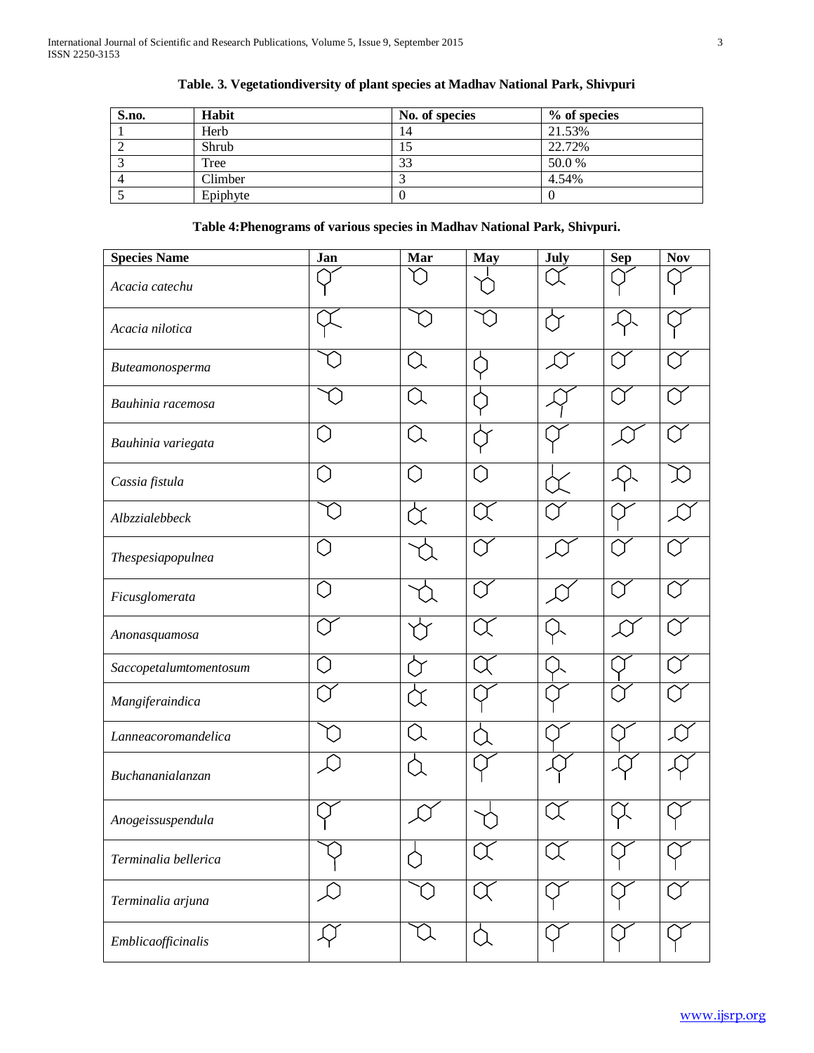**Table. 3. Vegetationdiversity of plant species at Madhav National Park, Shivpuri**

| S.no. | Habit | No. of species | % of species |
|---|---|---|---|
| 1 | Herb | 14 | 21.53% |
| 2 | Shrub | 15 | 22.72% |
| 3 | Tree | 33 | 50.0 % |
| 4 | Climber | 3 | 4.54% |
| 5 | Epiphyte | 0 | 0 |

**Table 4:Phenograms of various species in Madhav National Park, Shivpuri.**

| Species Name | Jan | Mar | May | July | Sep | Nov |
|---|---|---|---|---|---|---|
| *Acacia catechu* | | | | | | |
| *Acacia nilotica* | | | | | | |
| *Buteamonosperma* | | | | | | |
| *Bauhinia racemosa* | | | | | | |
| *Bauhinia variegata* | | | | | | |
| *Cassia fistula* | | | | | | |
| *Albzzialebbeck* | | | | | | |
| *Thespesiapopulnea* | | | | | | |
| *Ficusglomerata* | | | | | | |
| *Anonasquamosa* | | | | | | |
| *Saccopetalumtomentosum* | | | | | | |
| *Mangiferaindica* | | | | | | |
| *Lanneacoromandelica* | | | | | | |
| *Buchananialanzan* | | | | | | |
| *Anogeissuspendula* | | | | | | |
| *Terminalia bellerica* | | | | | | |
| *Terminalia arjuna* | | | | | | |
| *Emblicaofficinalis* | | | | | | |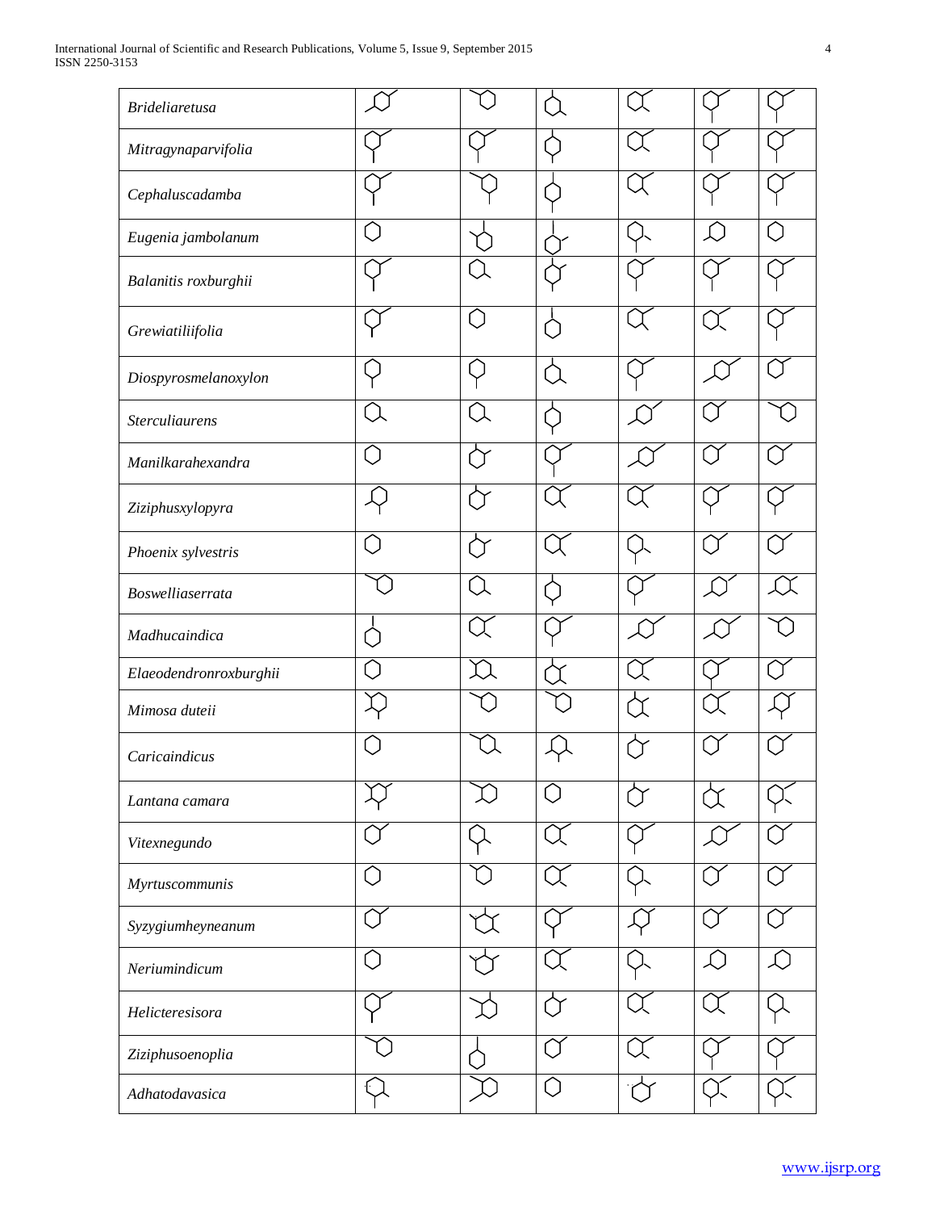| | | | | | | |
|---|---|---|---|---|---|---|
| *Brideliaretusa* | | | | | | |
| *Mitragynaparvifolia* | | | | | | |
| *Cephaluscadamba* | | | | | | |
| *Eugenia jambolanum* | | | | | | |
| *Balanitis roxburghii* | | | | | | |
| *Grewiatiliifolia* | | | | | | |
| *Diospyrosmelanoxylon* | | | | | | |
| *Sterculiaurens* | | | | | | |
| *Manilkarahexandra* | | | | | | |
| *Ziziphusxylopyra* | | | | | | |
| *Phoenix sylvestris* | | | | | | |
| *Boswelliaserrata* | | | | | | |
| *Madhucaindica* | | | | | | |
| *Elaeodendronroxburghii* | | | | | | |
| *Mimosa duteii* | | | | | | |
| *Caricaindicus* | | | | | | |
| *Lantana camara* | | | | | | |
| *Vitexnegundo* | | | | | | |
| *Myrtuscommunis* | | | | | | |
| *Syzygiumheyneanum* | | | | | | |
| *Neriumindicum* | | | | | | |
| *Helicteresisora* | | | | | | |
| *Ziziphusoenoplia* | | | | | | |
| *Adhatodavasica* | | | | | | |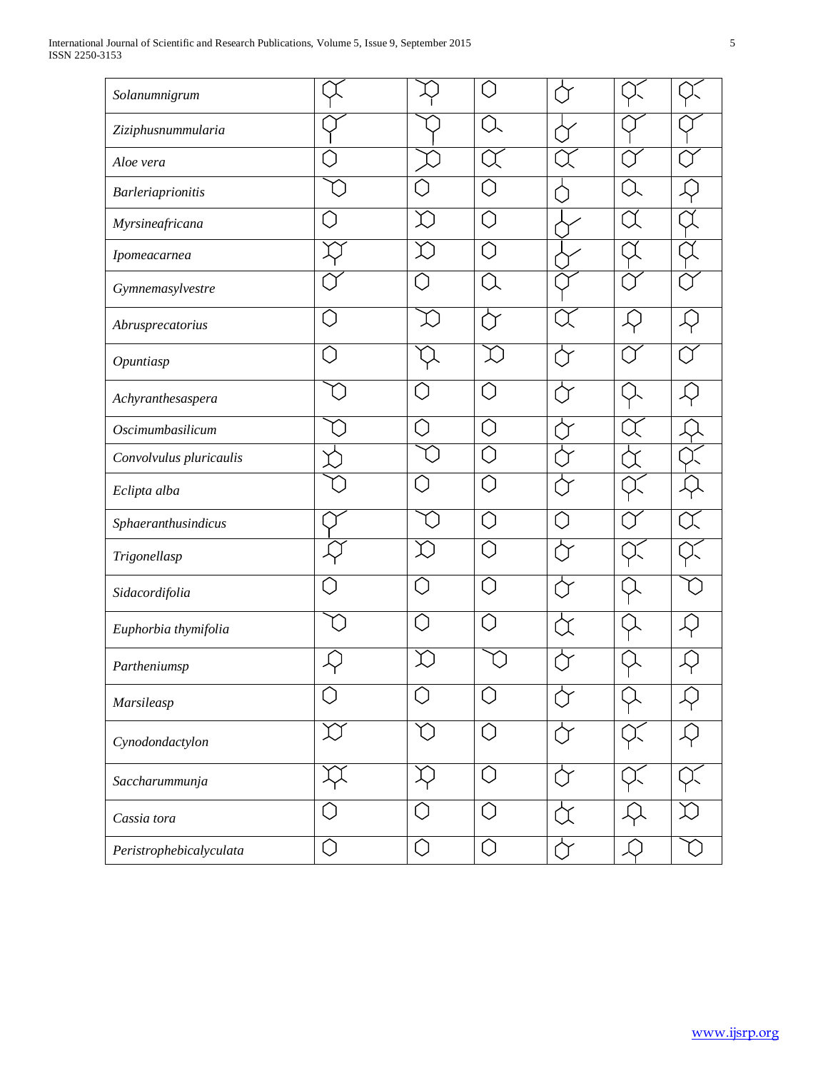| | | | | | | |
|---|---|---|---|---|---|---|
| *Solanumnigrum* | | | | | | |
| *Ziziphusnummularia* | | | | | | |
| *Aloe vera* | | | | | | |
| *Barleriaprionitis* | | | | | | |
| *Myrsineafricana* | | | | | | |
| *Ipomeacarnea* | | | | | | |
| *Gymnemasylvestre* | | | | | | |
| *Abrusprecatorius* | | | | | | |
| *Opuntiasp* | | | | | | |
| *Achyranthesaspera* | | | | | | |
| *Oscimumbasilicum* | | | | | | |
| *Convolvulus pluricaulis* | | | | | | |
| *Eclipta alba* | | | | | | |
| *Sphaeranthusindicus* | | | | | | |
| *Trigonellasp* | | | | | | |
| *Sidacordifolia* | | | | | | |
| *Euphorbia thymifolia* | | | | | | |
| *Partheniumsp* | | | | | | |
| *Marsileasp* | | | | | | |
| *Cynodondactylon* | | | | | | |
| *Saccharummunja* | | | | | | |
| *Cassia tora* | | | | | | |
| *Peristrophebicalyculata* | | | | | | |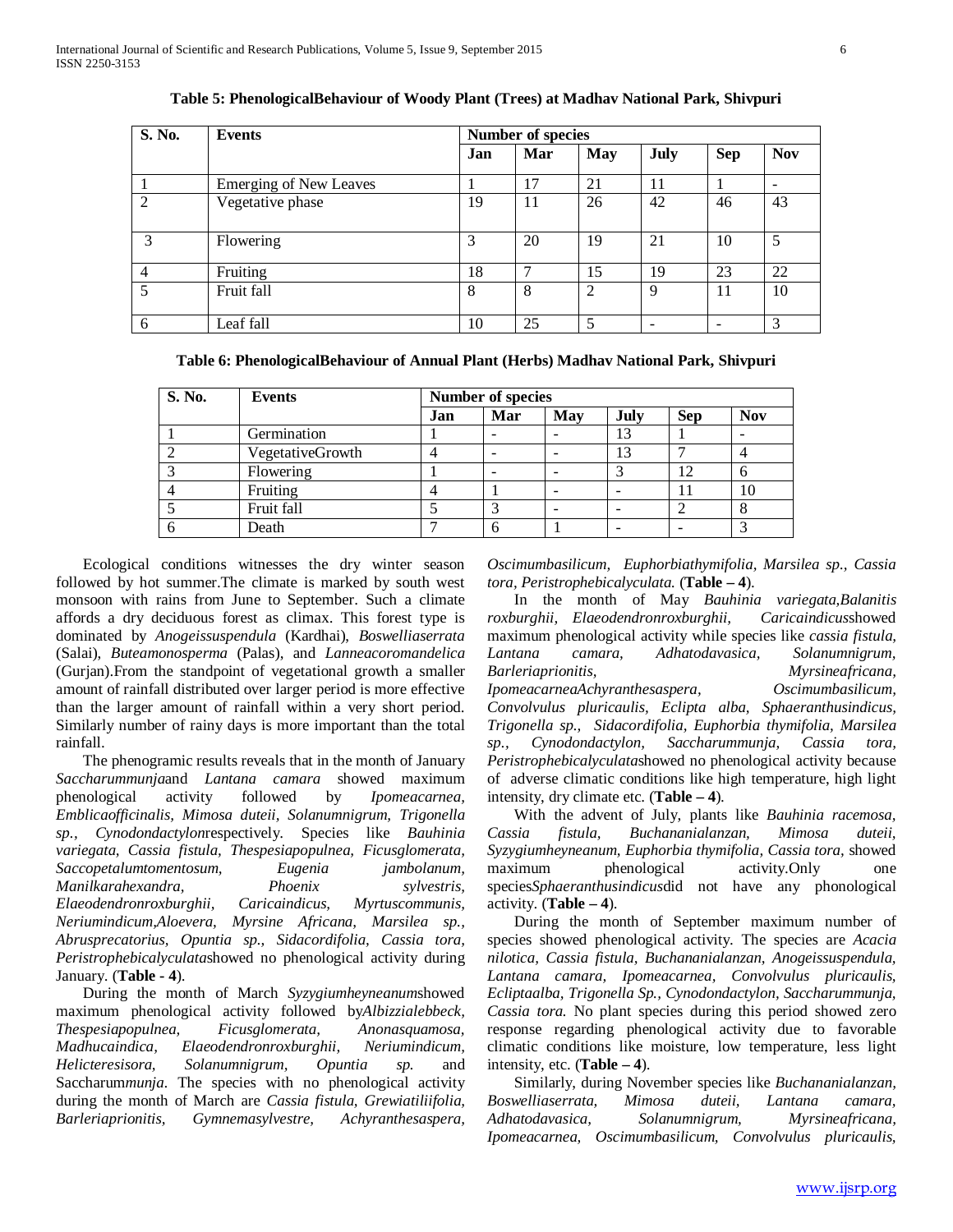**Table 5: PhenologicalBehaviour of Woody Plant (Trees) at Madhav National Park, Shivpuri**

| S. No. | Events | Number of species | | | | | |
|---|---|---|---|---|---|---|---|
| | | Jan | Mar | May | July | Sep | Nov |
| 1 | Emerging of New Leaves | 1 | 17 | 21 | 11 | 1 | - |
| 2 | Vegetative phase | 19 | 11 | 26 | 42 | 46 | 43 |
| 3 | Flowering | 3 | 20 | 19 | 21 | 10 | 5 |
| 4 | Fruiting | 18 | 7 | 15 | 19 | 23 | 22 |
| 5 | Fruit fall | 8 | 8 | 2 | 9 | 11 | 10 |
| 6 | Leaf fall | 10 | 25 | 5 | - | - | 3 |

**Table 6: PhenologicalBehaviour of Annual Plant (Herbs) Madhav National Park, Shivpuri**

| S. No. | Events | Number of species | | | | | |
|---|---|---|---|---|---|---|---|
| | | Jan | Mar | May | July | Sep | Nov |
| 1 | Germination | 1 | - | - | 13 | 1 | - |
| 2 | VegetativeGrowth | 4 | - | - | 13 | 7 | 4 |
| 3 | Flowering | 1 | - | - | 3 | 12 | 6 |
| 4 | Fruiting | 4 | 1 | - | - | 11 | 10 |
| 5 | Fruit fall | 5 | 3 | - | - | 2 | 8 |
| 6 | Death | 7 | 6 | 1 | - | - | 3 |

Ecological conditions witnesses the dry winter season followed by hot summer.The climate is marked by south west monsoon with rains from June to September. Such a climate affords a dry deciduous forest as climax. This forest type is dominated by *Anogeissuspendula* (Kardhai), *Boswelliaserrata* (Salai), *Buteamonosperma* (Palas), and *Lanneacoromandelica* (Gurjan).From the standpoint of vegetational growth a smaller amount of rainfall distributed over larger period is more effective than the larger amount of rainfall within a very short period. Similarly number of rainy days is more important than the total rainfall.

The phenogramic results reveals that in the month of January *Saccharummunja*and *Lantana camara* showed maximum phenological activity followed by *Ipomeacarnea, Emblicaofficinalis, Mimosa duteii, Solanumnigrum, Trigonella sp., Cynodondactylon*respectively. Species like *Bauhinia variegata, Cassia fistula, Thespesiapopulnea, Ficusglomerata, Saccopetalumtomentosum, Eugenia jambolanum, Manilkarahexandra, Phoenix sylvestris, Elaeodendronroxburghii, Caricaindicus, Myrtuscommunis, Neriumindicum,Aloevera, Myrsine Africana, Marsilea sp., Abrusprecatorius, Opuntia sp., Sidacordifolia, Cassia tora, Peristrophebicalyculata*showed no phenological activity during January. (**Table - 4**).

During the month of March *Syzygiumheyneanum*showed maximum phenological activity followed by*Albizzialebbeck, Thespesiapopulnea, Ficusglomerata, Anonasquamosa, Madhucaindica, Elaeodendronroxburghii, Neriumindicum, Helicteresisora, Solanumnigrum, Opuntia sp.* and Saccharum*munja*. The species with no phenological activity during the month of March are *Cassia fistula, Grewiatiliifolia, Barleriaprionitis, Gymnemasylvestre, Achyranthesaspera, Oscimumbasilicum, Euphorbiathymifolia, Marsilea sp., Cassia tora, Peristrophebicalyculata.* (**Table – 4**).

In the month of May *Bauhinia variegata,Balanitis roxburghii, Elaeodendronroxburghii, Caricaindicus*showed maximum phenological activity while species like *cassia fistula, Lantana camara, Adhatodavasica, Solanumnigrum, Barleriaprionitis, Myrsineafricana, IpomeacarneaAchyranthesaspera, Oscimumbasilicum, Convolvulus pluricaulis, Eclipta alba, Sphaeranthusindicus, Trigonella sp., Sidacordifolia, Euphorbia thymifolia, Marsilea sp., Cynodondactylon, Saccharummunja, Cassia tora, Peristrophebicalyculata*showed no phenological activity because of adverse climatic conditions like high temperature, high light intensity, dry climate etc. (**Table – 4**).

With the advent of July, plants like *Bauhinia racemosa, Cassia fistula, Buchananialanzan, Mimosa duteii, Syzygiumheyneanum, Euphorbia thymifolia, Cassia tora,* showed maximum phenological activity.Only one species*Sphaeranthusindicus*did not have any phonological activity. (**Table – 4**).

During the month of September maximum number of species showed phenological activity. The species are *Acacia nilotica, Cassia fistula, Buchananialanzan, Anogeissuspendula, Lantana camara, Ipomeacarnea, Convolvulus pluricaulis, Ecliptaalba, Trigonella Sp., Cynodondactylon, Saccharummunja, Cassia tora.* No plant species during this period showed zero response regarding phenological activity due to favorable climatic conditions like moisture, low temperature, less light intensity, etc. (**Table – 4**).

Similarly, during November species like *Buchananialanzan, Boswelliaserrata, Mimosa duteii, Lantana camara, Adhatodavasica, Solanumnigrum, Myrsineafricana, Ipomeacarnea, Oscimumbasilicum, Convolvulus pluricaulis,*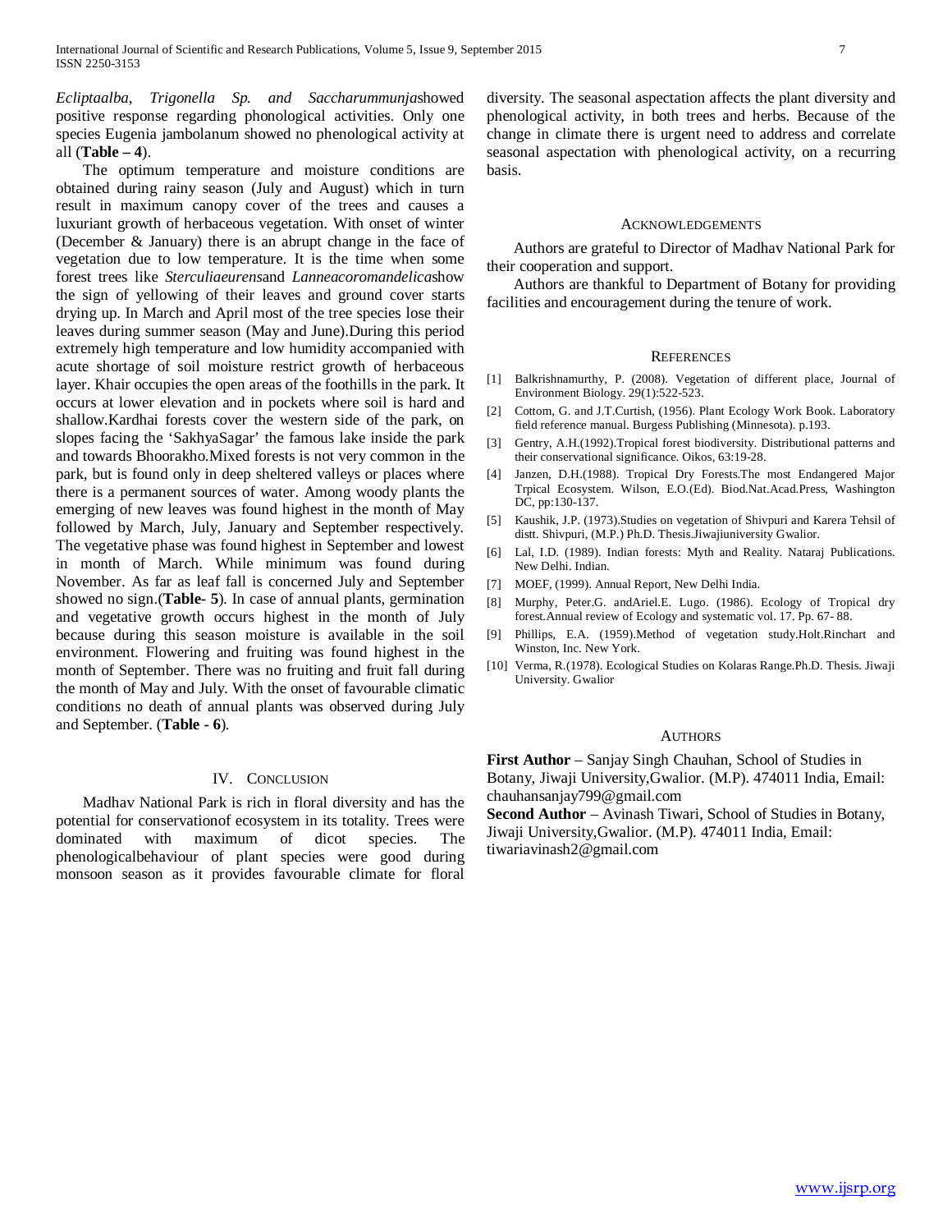*Ecliptaalba, Trigonella Sp. and Saccharummunja*showed positive response regarding phonological activities. Only one species Eugenia jambolanum showed no phenological activity at all (**Table – 4**).

The optimum temperature and moisture conditions are obtained during rainy season (July and August) which in turn result in maximum canopy cover of the trees and causes a luxuriant growth of herbaceous vegetation. With onset of winter (December & January) there is an abrupt change in the face of vegetation due to low temperature. It is the time when some forest trees like *Sterculiaeurens*and *Lanneacoromandelica*show the sign of yellowing of their leaves and ground cover starts drying up. In March and April most of the tree species lose their leaves during summer season (May and June).During this period extremely high temperature and low humidity accompanied with acute shortage of soil moisture restrict growth of herbaceous layer. Khair occupies the open areas of the foothills in the park. It occurs at lower elevation and in pockets where soil is hard and shallow.Kardhai forests cover the western side of the park, on slopes facing the 'SakhyaSagar' the famous lake inside the park and towards Bhoorakho.Mixed forests is not very common in the park, but is found only in deep sheltered valleys or places where there is a permanent sources of water. Among woody plants the emerging of new leaves was found highest in the month of May followed by March, July, January and September respectively. The vegetative phase was found highest in September and lowest in month of March. While minimum was found during November. As far as leaf fall is concerned July and September showed no sign.(**Table- 5**). In case of annual plants, germination and vegetative growth occurs highest in the month of July because during this season moisture is available in the soil environment. Flowering and fruiting was found highest in the month of September. There was no fruiting and fruit fall during the month of May and July. With the onset of favourable climatic conditions no death of annual plants was observed during July and September. (**Table - 6**).

## IV. Conclusion

Madhav National Park is rich in floral diversity and has the potential for conservationof ecosystem in its totality. Trees were dominated with maximum of dicot species. The phenologicalbehaviour of plant species were good during monsoon season as it provides favourable climate for floral diversity. The seasonal aspectation affects the plant diversity and phenological activity, in both trees and herbs. Because of the change in climate there is urgent need to address and correlate seasonal aspectation with phenological activity, on a recurring basis.

## Acknowledgements

Authors are grateful to Director of Madhav National Park for their cooperation and support.

Authors are thankful to Department of Botany for providing facilities and encouragement during the tenure of work.

## References

[1] Balkrishnamurthy, P. (2008). Vegetation of different place, Journal of Environment Biology. 29(1):522-523.

[2] Cottom, G. and J.T.Curtish, (1956). Plant Ecology Work Book. Laboratory field reference manual. Burgess Publishing (Minnesota). p.193.

[3] Gentry, A.H.(1992).Tropical forest biodiversity. Distributional patterns and their conservational significance. Oikos, 63:19-28.

[4] Janzen, D.H.(1988). Tropical Dry Forests.The most Endangered Major Trpical Ecosystem. Wilson, E.O.(Ed). Biod.Nat.Acad.Press, Washington DC, pp:130-137.

[5] Kaushik, J.P. (1973).Studies on vegetation of Shivpuri and Karera Tehsil of distt. Shivpuri, (M.P.) Ph.D. Thesis.Jiwajiuniversity Gwalior.

[6] Lal, I.D. (1989). Indian forests: Myth and Reality. Nataraj Publications. New Delhi. Indian.

[7] MOEF, (1999). Annual Report, New Delhi India.

[8] Murphy, Peter.G. andAriel.E. Lugo. (1986). Ecology of Tropical dry forest.Annual review of Ecology and systematic vol. 17. Pp. 67- 88.

[9] Phillips, E.A. (1959).Method of vegetation study.Holt.Rinchart and Winston, Inc. New York.

[10] Verma, R.(1978). Ecological Studies on Kolaras Range.Ph.D. Thesis. Jiwaji University. Gwalior

## Authors

**First Author** – Sanjay Singh Chauhan, School of Studies in Botany, Jiwaji University,Gwalior. (M.P). 474011 India, Email: chauhansanjay799@gmail.com

**Second Author** – Avinash Tiwari, School of Studies in Botany, Jiwaji University,Gwalior. (M.P). 474011 India, Email: tiwariavinash2@gmail.com